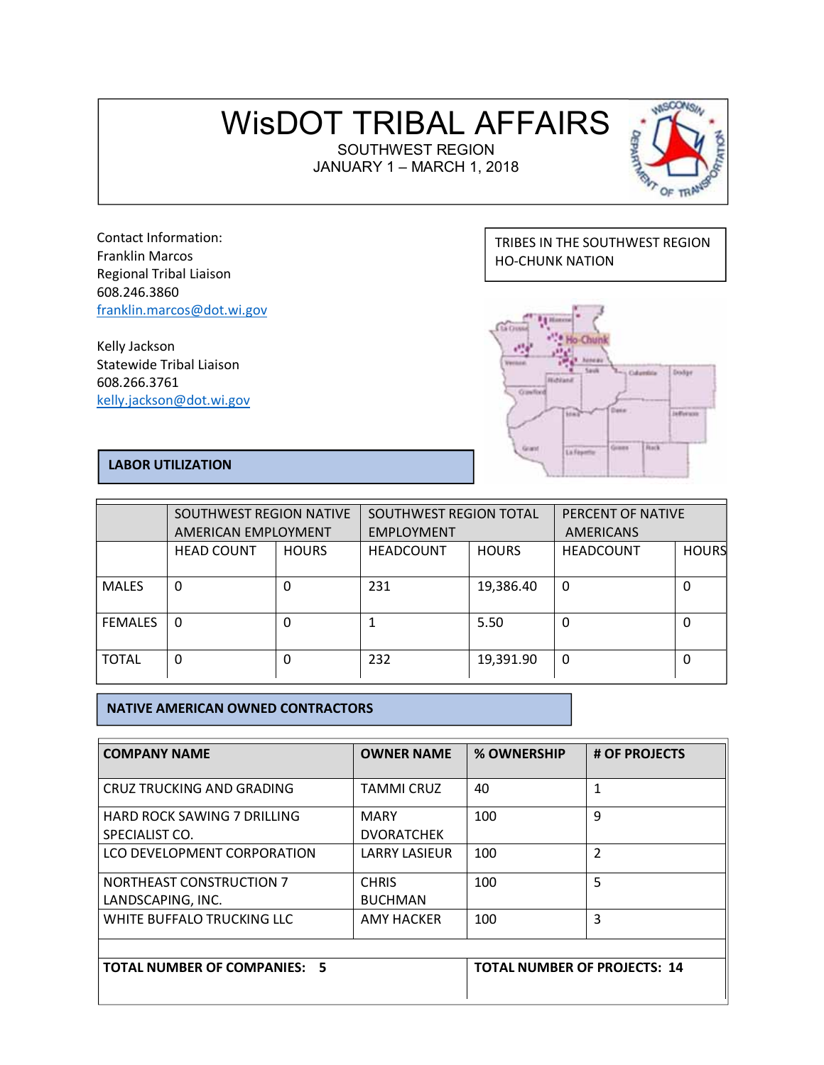# WisDOT TRIBAL AFFAIRS

SOUTHWEST REGION
JANUARY 1 – MARCH 1, 2018

Contact Information:
Franklin Marcos
Regional Tribal Liaison
608.246.3860
franklin.marcos@dot.wi.gov

Kelly Jackson
Statewide Tribal Liaison
608.266.3761
kelly.jackson@dot.wi.gov

TRIBES IN THE SOUTHWEST REGION
HO-CHUNK NATION

## LABOR UTILIZATION

| | SOUTHWEST REGION NATIVE AMERICAN EMPLOYMENT | | SOUTHWEST REGION TOTAL EMPLOYMENT | | PERCENT OF NATIVE AMERICANS | |
|---|---|---|---|---|---|---|
| | HEAD COUNT | HOURS | HEADCOUNT | HOURS | HEADCOUNT | HOURS |
| MALES | 0 | 0 | 231 | 19,386.40 | 0 | 0 |
| FEMALES | 0 | 0 | 1 | 5.50 | 0 | 0 |
| TOTAL | 0 | 0 | 232 | 19,391.90 | 0 | 0 |

## NATIVE AMERICAN OWNED CONTRACTORS

| COMPANY NAME | OWNER NAME | % OWNERSHIP | # OF PROJECTS |
|---|---|---|---|
| CRUZ TRUCKING AND GRADING | TAMMI CRUZ | 40 | 1 |
| HARD ROCK SAWING 7 DRILLING SPECIALIST CO. | MARY DVORATCHEK | 100 | 9 |
| LCO DEVELOPMENT CORPORATION | LARRY LASIEUR | 100 | 2 |
| NORTHEAST CONSTRUCTION 7 LANDSCAPING, INC. | CHRIS BUCHMAN | 100 | 5 |
| WHITE BUFFALO TRUCKING LLC | AMY HACKER | 100 | 3 |
| | | | |
| **TOTAL NUMBER OF COMPANIES: 5** | | **TOTAL NUMBER OF PROJECTS: 14** | |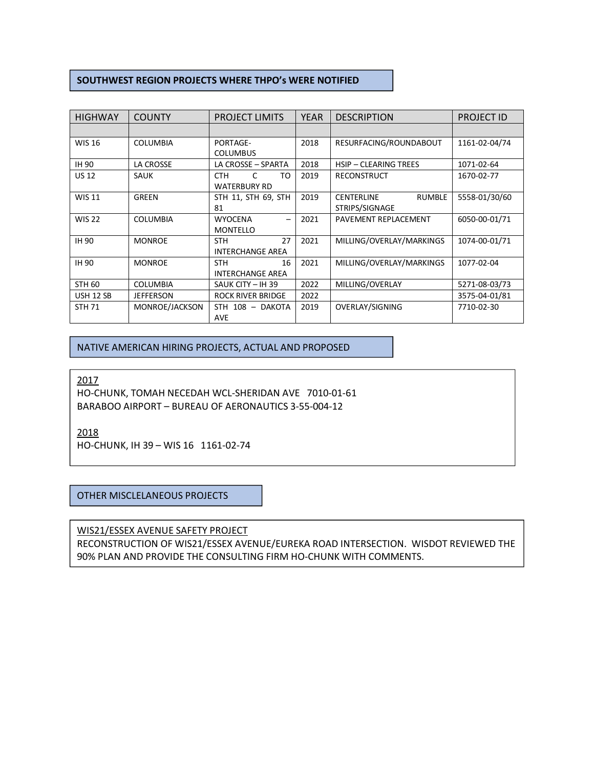## SOUTHWEST REGION PROJECTS WHERE THPO's WERE NOTIFIED

| HIGHWAY | COUNTY | PROJECT LIMITS | YEAR | DESCRIPTION | PROJECT ID |
|---|---|---|---|---|---|
| | | | | | |
| WIS 16 | COLUMBIA | PORTAGE-COLUMBUS | 2018 | RESURFACING/ROUNDABOUT | 1161-02-04/74 |
| IH 90 | LA CROSSE | LA CROSSE – SPARTA | 2018 | HSIP – CLEARING TREES | 1071-02-64 |
| US 12 | SAUK | CTH C TO WATERBURY RD | 2019 | RECONSTRUCT | 1670-02-77 |
| WIS 11 | GREEN | STH 11, STH 69, STH 81 | 2019 | CENTERLINE RUMBLE STRIPS/SIGNAGE | 5558-01/30/60 |
| WIS 22 | COLUMBIA | WYOCENA – MONTELLO | 2021 | PAVEMENT REPLACEMENT | 6050-00-01/71 |
| IH 90 | MONROE | STH 27 INTERCHANGE AREA | 2021 | MILLING/OVERLAY/MARKINGS | 1074-00-01/71 |
| IH 90 | MONROE | STH 16 INTERCHANGE AREA | 2021 | MILLING/OVERLAY/MARKINGS | 1077-02-04 |
| STH 60 | COLUMBIA | SAUK CITY – IH 39 | 2022 | MILLING/OVERLAY | 5271-08-03/73 |
| USH 12 SB | JEFFERSON | ROCK RIVER BRIDGE | 2022 | | 3575-04-01/81 |
| STH 71 | MONROE/JACKSON | STH 108 – DAKOTA AVE | 2019 | OVERLAY/SIGNING | 7710-02-30 |

## NATIVE AMERICAN HIRING PROJECTS, ACTUAL AND PROPOSED

2017

HO-CHUNK, TOMAH NECEDAH WCL-SHERIDAN AVE 7010-01-61

BARABOO AIRPORT – BUREAU OF AERONAUTICS 3-55-004-12

2018

HO-CHUNK, IH 39 – WIS 16 1161-02-74

## OTHER MISCLELANEOUS PROJECTS

WIS21/ESSEX AVENUE SAFETY PROJECT

RECONSTRUCTION OF WIS21/ESSEX AVENUE/EUREKA ROAD INTERSECTION. WISDOT REVIEWED THE 90% PLAN AND PROVIDE THE CONSULTING FIRM HO-CHUNK WITH COMMENTS.